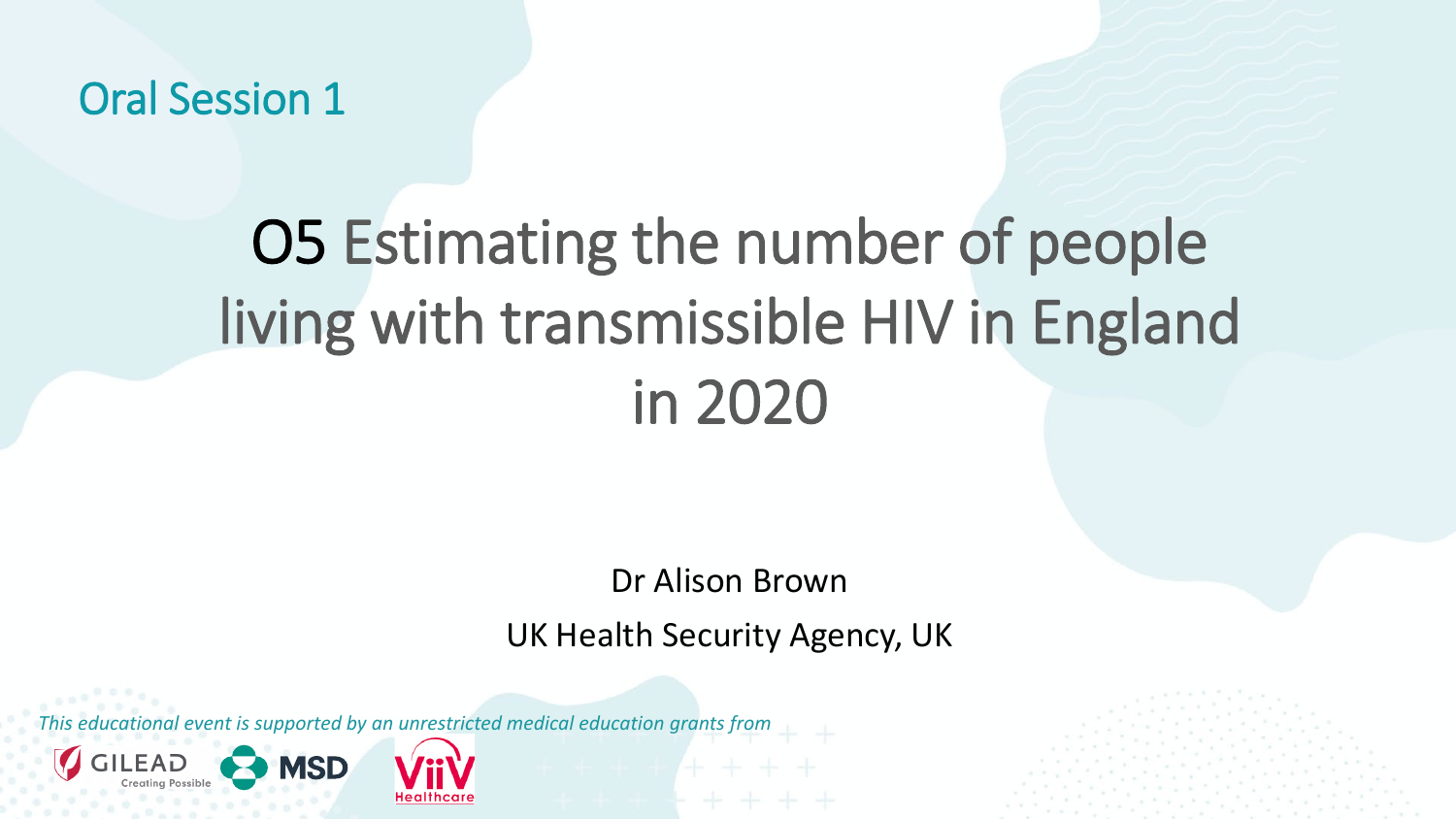Oral Session 1

# O5 Estimating the number of people living with transmissible HIV in England in 2020

Dr Alison Brown

UK Health Security Agency, UK

*This educational event is supported by an unrestricted medical education grants from*

GILEAD Creating Possible · MSD · ViiV Healthcare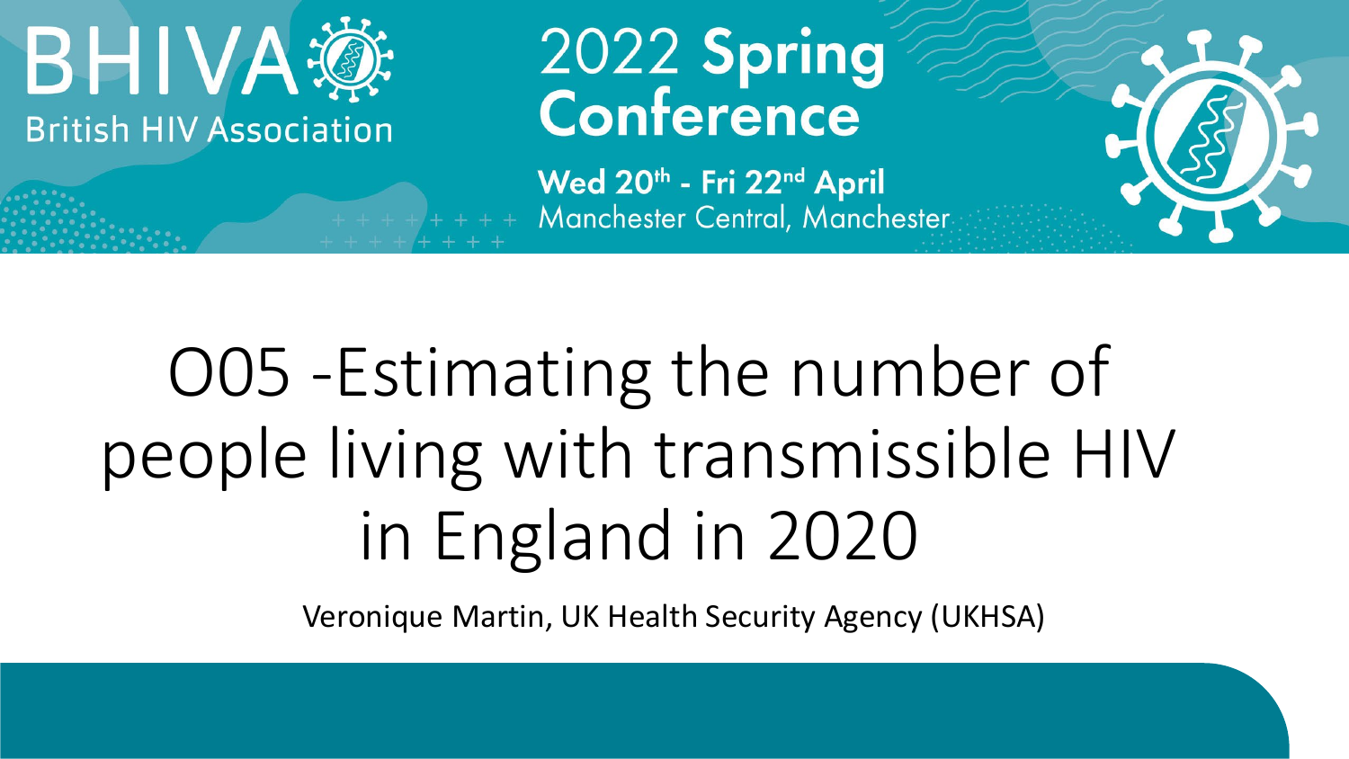BHIVA
British HIV Association

2022 Spring Conference

Wed 20th - Fri 22nd April
Manchester Central, Manchester

# O05 -Estimating the number of people living with transmissible HIV in England in 2020

Veronique Martin, UK Health Security Agency (UKHSA)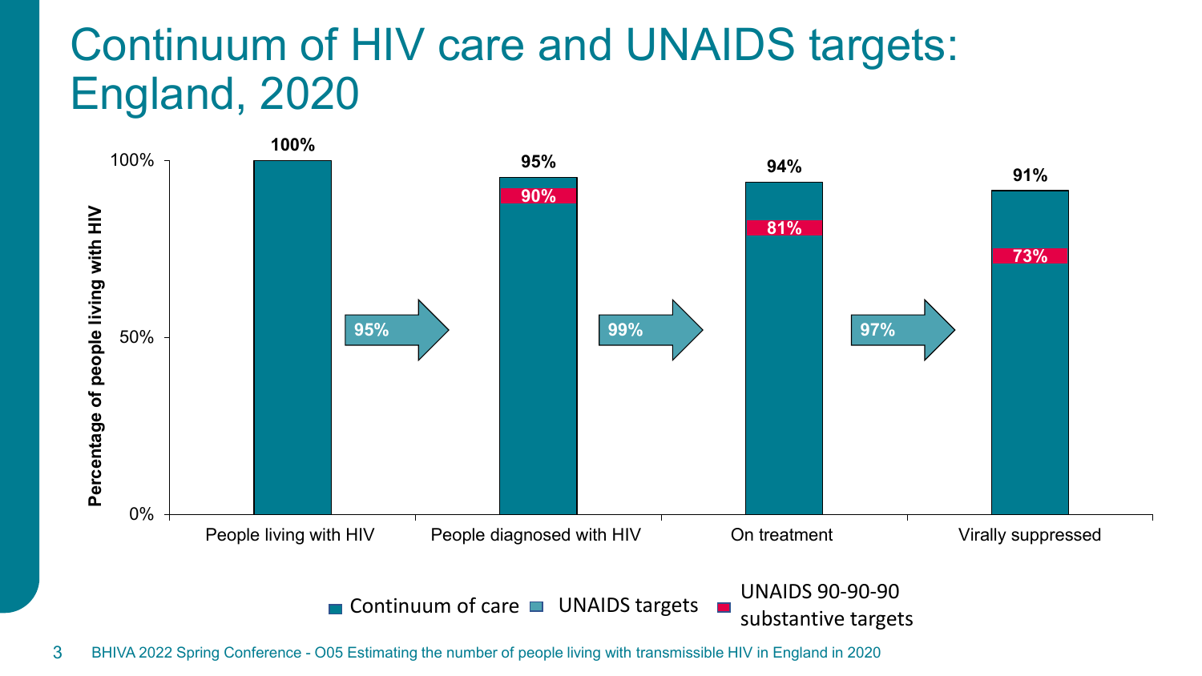# Continuum of HIV care and UNAIDS targets: England, 2020

| | People living with HIV | People diagnosed with HIV | On treatment | Virally suppressed |
|---|---|---|---|---|
| Continuum of care | 100% | 95% | 94% | 91% |
| UNAIDS targets | | 95% | 99% | 97% |
| UNAIDS 90-90-90 substantive targets | | 90% | 81% | 73% |

Percentage of people living with HIV

Continuum of care | UNAIDS targets | UNAIDS 90-90-90 substantive targets

BHIVA 2022 Spring Conference - O05 Estimating the number of people living with transmissible HIV in England in 2020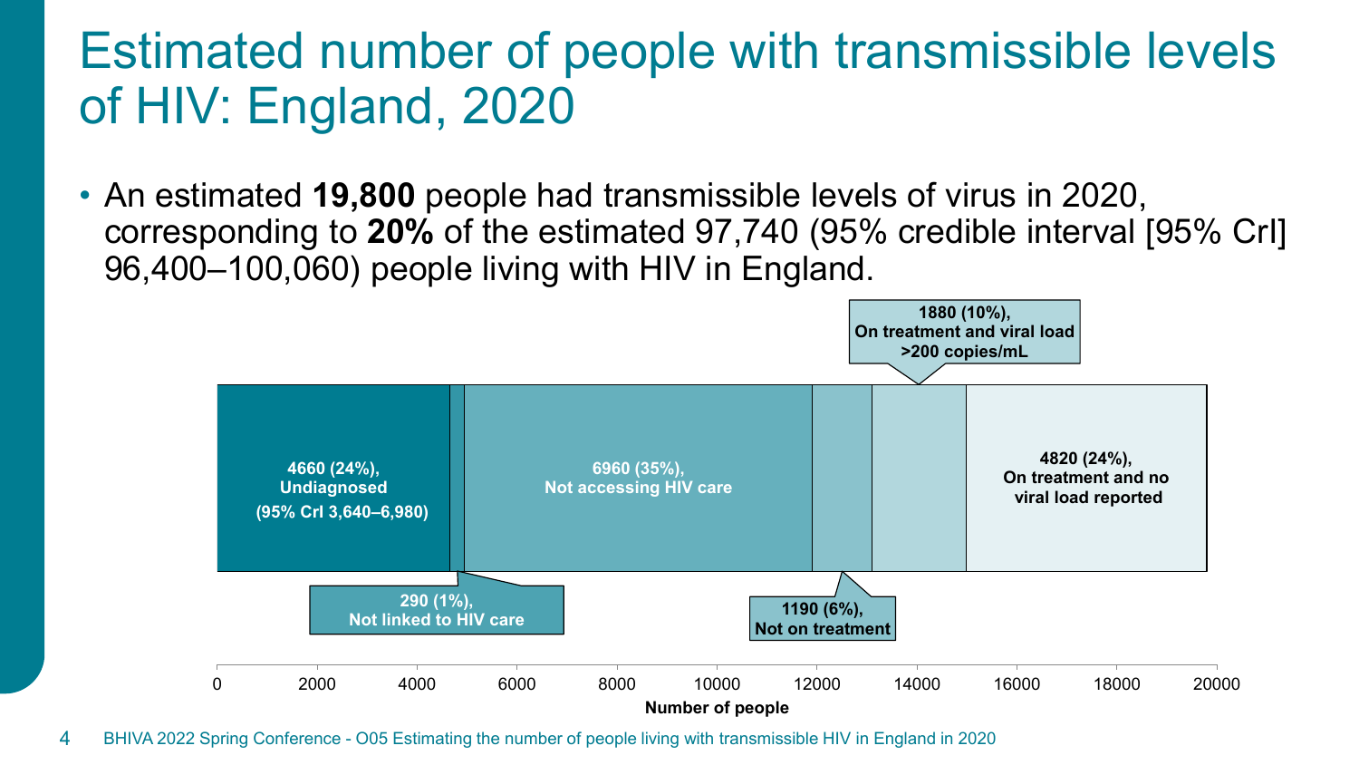# Estimated number of people with transmissible levels of HIV: England, 2020

- An estimated **19,800** people had transmissible levels of virus in 2020, corresponding to **20%** of the estimated 97,740 (95% credible interval [95% CrI] 96,400–100,060) people living with HIV in England.

4660 (24%), Undiagnosed (95% CrI 3,640–6,980)

290 (1%), Not linked to HIV care

6960 (35%), Not accessing HIV care

1190 (6%), Not on treatment

1880 (10%), On treatment and viral load >200 copies/mL

4820 (24%), On treatment and no viral load reported

0 2000 4000 6000 8000 10000 12000 14000 16000 18000 20000

Number of people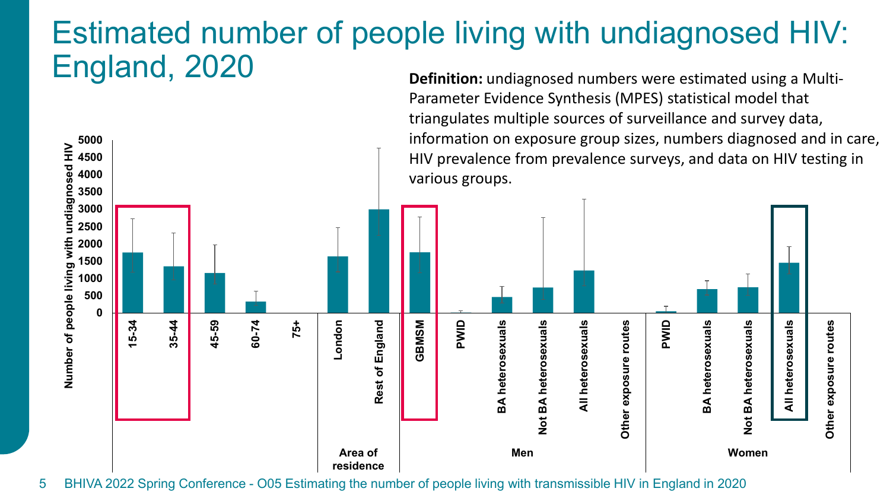# Estimated number of people living with undiagnosed HIV: England, 2020

**Definition:** undiagnosed numbers were estimated using a Multi-Parameter Evidence Synthesis (MPES) statistical model that triangulates multiple sources of surveillance and survey data, information on exposure group sizes, numbers diagnosed and in care, HIV prevalence from prevalence surveys, and data on HIV testing in various groups.

Number of people living with undiagnosed HIV

5000
4500
4000
3500
3000
2500
2000
1500
1000
500
0

15-34 | 35-44 | 45-59 | 60-74 | 75+

Area of residence: London | Rest of England

Men: GBMSM | PWID | BA heterosexuals | Not BA heterosexuals | All heterosexuals | Other exposure routes

Women: PWID | BA heterosexuals | Not BA heterosexuals | All heterosexuals | Other exposure routes

BHIVA 2022 Spring Conference - O05 Estimating the number of people living with transmissible HIV in England in 2020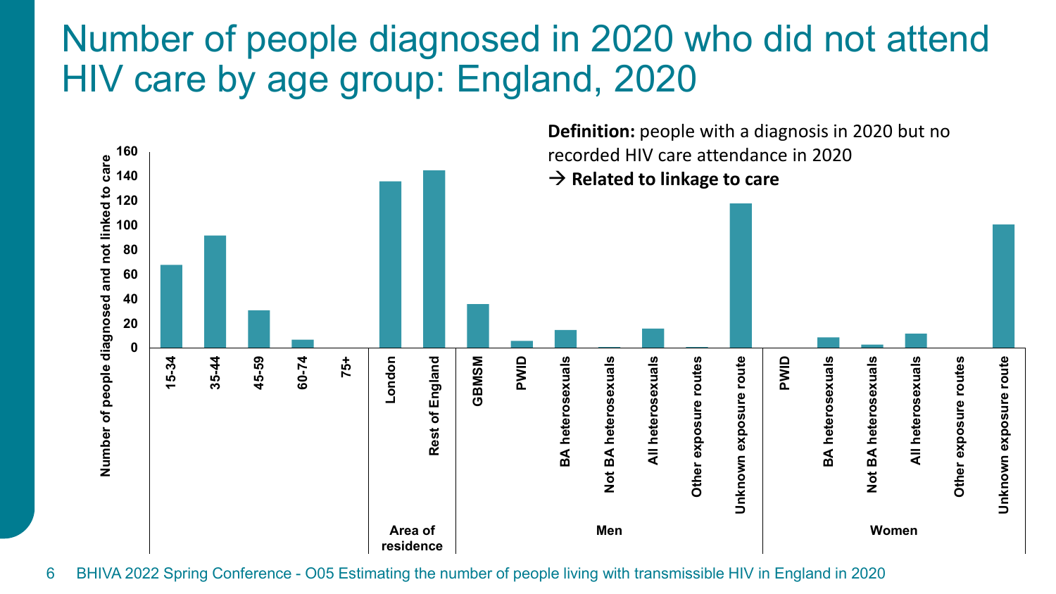# Number of people diagnosed in 2020 who did not attend HIV care by age group: England, 2020

**Definition:** people with a diagnosis in 2020 but no recorded HIV care attendance in 2020

→ **Related to linkage to care**

Number of people diagnosed and not linked to care

160
140
120
100
80
60
40
20
0

15-34 | 35-44 | 45-59 | 60-74 | 75+

**Area of residence:** London | Rest of England

**Men:** GBMSM | PWID | BA heterosexuals | Not BA heterosexuals | All heterosexuals | Other exposure routes | Unknown exposure route

**Women:** PWID | BA heterosexuals | Not BA heterosexuals | All heterosexuals | Other exposure routes | Unknown exposure route

BHIVA 2022 Spring Conference - O05 Estimating the number of people living with transmissible HIV in England in 2020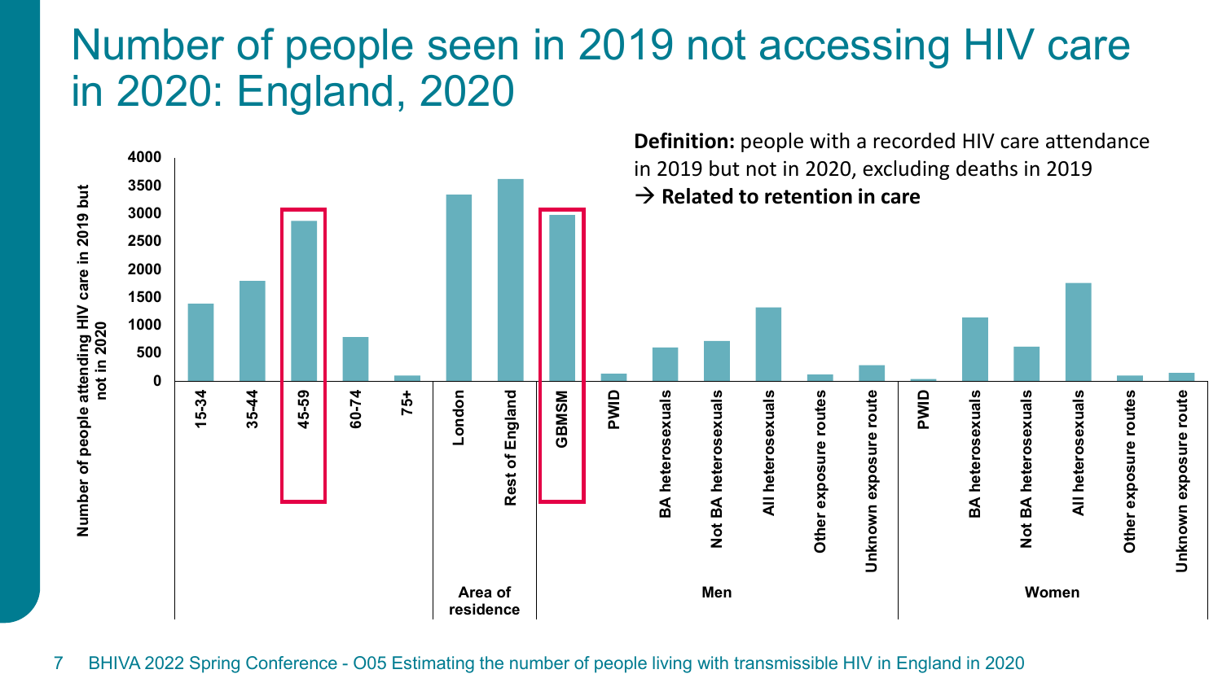# Number of people seen in 2019 not accessing HIV care in 2020: England, 2020

**Definition:** people with a recorded HIV care attendance in 2019 but not in 2020, excluding deaths in 2019
→ **Related to retention in care**

Number of people attending HIV care in 2019 but not in 2020

| Group | Category | Approx. number |
|---|---|---|
| Age | 15-34 | 1400 |
| Age | 35-44 | 1800 |
| Age | 45-59 | 2870 |
| Age | 60-74 | 790 |
| Age | 75+ | 100 |
| Area of residence | London | 3340 |
| Area of residence | Rest of England | 3610 |
| Men | GBMSM | 2970 |
| Men | PWID | 140 |
| Men | BA heterosexuals | 600 |
| Men | Not BA heterosexuals | 720 |
| Men | All heterosexuals | 1320 |
| Men | Other exposure routes | 120 |
| Men | Unknown exposure route | 280 |
| Women | PWID | 40 |
| Women | BA heterosexuals | 1140 |
| Women | Not BA heterosexuals | 610 |
| Women | All heterosexuals | 1760 |
| Women | Other exposure routes | 100 |
| Women | Unknown exposure route | 150 |

BHIVA 2022 Spring Conference - O05 Estimating the number of people living with transmissible HIV in England in 2020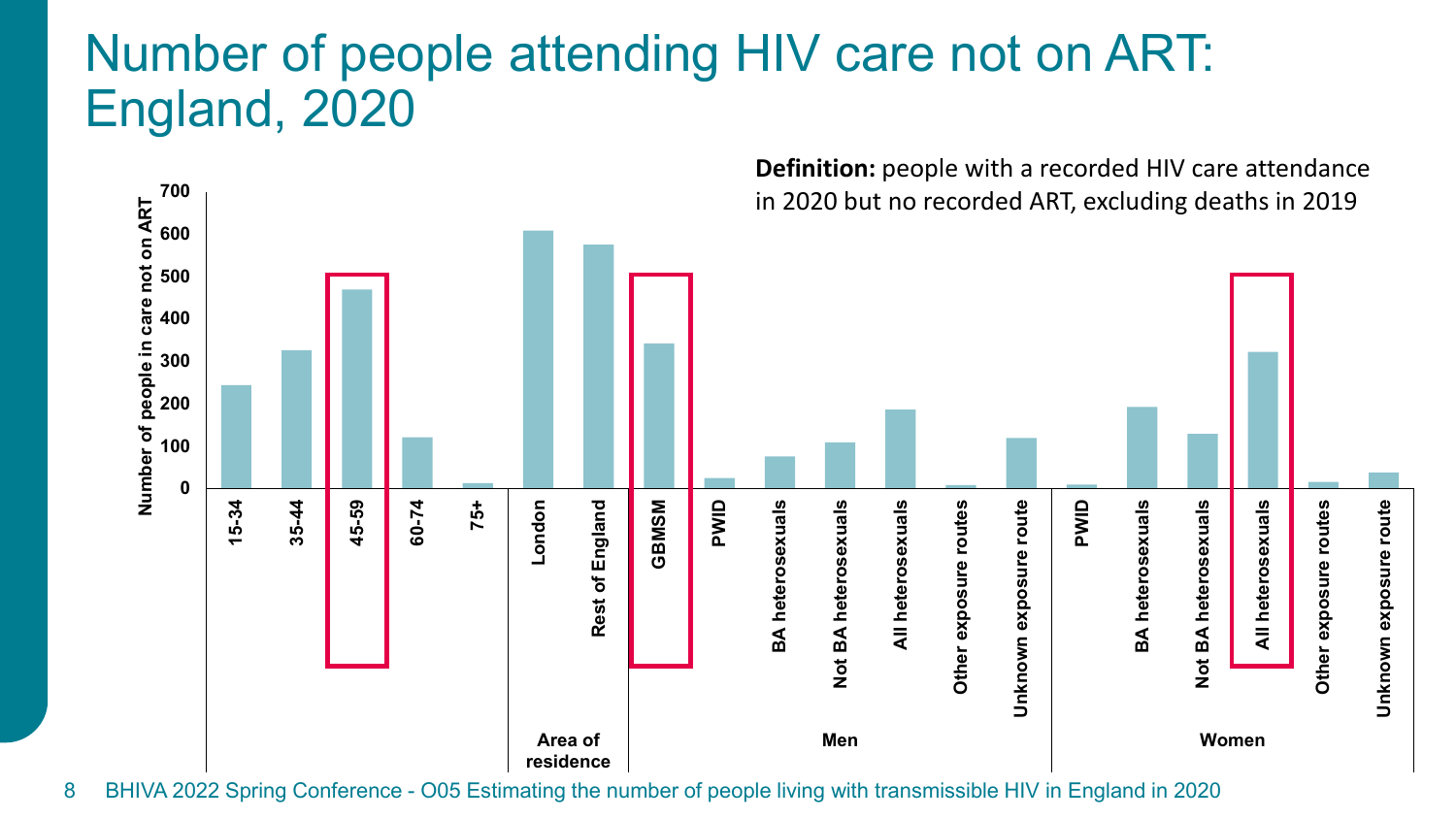# Number of people attending HIV care not on ART: England, 2020

**Definition:** people with a recorded HIV care attendance in 2020 but no recorded ART, excluding deaths in 2019

Number of people in care not on ART

| Group | Category | Approx. number |
|---|---|---|
| Age | 15-34 | 245 |
| Age | 35-44 | 325 |
| Age | 45-59 | 470 |
| Age | 60-74 | 120 |
| Age | 75+ | 12 |
| Area of residence | London | 605 |
| Area of residence | Rest of England | 575 |
| Men | GBMSM | 340 |
| Men | PWID | 25 |
| Men | BA heterosexuals | 75 |
| Men | Not BA heterosexuals | 110 |
| Men | All heterosexuals | 185 |
| Men | Other exposure routes | 8 |
| Men | Unknown exposure route | 120 |
| Women | PWID | 10 |
| Women | BA heterosexuals | 190 |
| Women | Not BA heterosexuals | 130 |
| Women | All heterosexuals | 320 |
| Women | Other exposure routes | 15 |
| Women | Unknown exposure route | 38 |

BHIVA 2022 Spring Conference - O05 Estimating the number of people living with transmissible HIV in England in 2020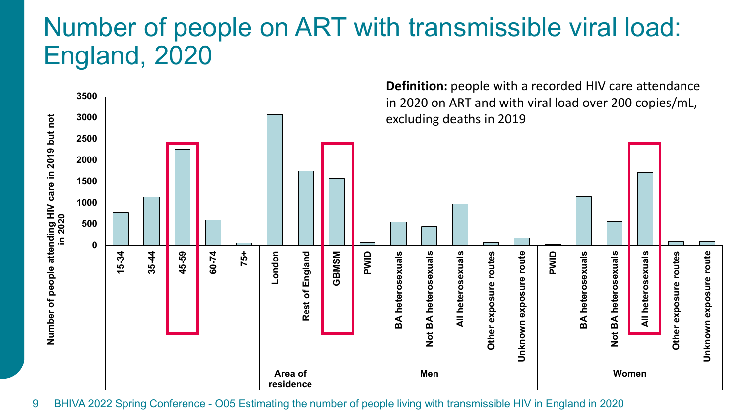# Number of people on ART with transmissible viral load: England, 2020

**Definition:** people with a recorded HIV care attendance in 2020 on ART and with viral load over 200 copies/mL, excluding deaths in 2019

Y-axis: Number of people attending HIV care in 2019 but not in 2020

| Group | Category | Approximate number |
|---|---|---|
| Age | 15-34 | ~760 |
| Age | 35-44 | ~1130 |
| Age | 45-59 | ~2250 |
| Age | 60-74 | ~590 |
| Age | 75+ | ~50 |
| Area of residence | London | ~3060 |
| Area of residence | Rest of England | ~1740 |
| Men | GBMSM | ~1560 |
| Men | PWID | ~60 |
| Men | BA heterosexuals | ~540 |
| Men | Not BA heterosexuals | ~430 |
| Men | All heterosexuals | ~970 |
| Men | Other exposure routes | ~70 |
| Men | Unknown exposure route | ~170 |
| Women | PWID | ~30 |
| Women | BA heterosexuals | ~1150 |
| Women | Not BA heterosexuals | ~560 |
| Women | All heterosexuals | ~1710 |
| Women | Other exposure routes | ~90 |
| Women | Unknown exposure route | ~100 |

BHIVA 2022 Spring Conference - O05 Estimating the number of people living with transmissible HIV in England in 2020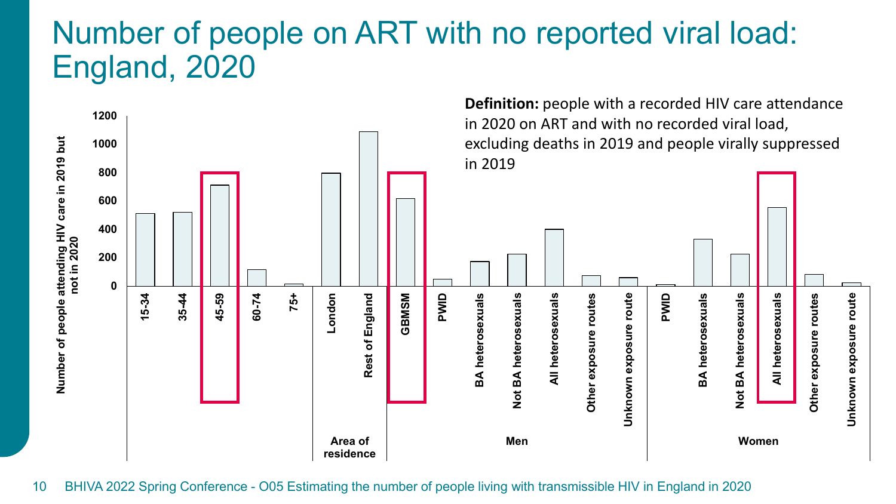# Number of people on ART with no reported viral load: England, 2020

**Definition:** people with a recorded HIV care attendance in 2020 on ART and with no recorded viral load, excluding deaths in 2019 and people virally suppressed in 2019

Number of people attending HIV care in 2019 but not in 2020

| Group | Category |
|---|---|
| Age | 15-34 |
| Age | 35-44 |
| Age | 45-59 |
| Age | 60-74 |
| Age | 75+ |
| Area of residence | London |
| Area of residence | Rest of England |
| Men | GBMSM |
| Men | PWID |
| Men | BA heterosexuals |
| Men | Not BA heterosexuals |
| Men | All heterosexuals |
| Men | Other exposure routes |
| Men | Unknown exposure route |
| Women | PWID |
| Women | BA heterosexuals |
| Women | Not BA heterosexuals |
| Women | All heterosexuals |
| Women | Other exposure routes |
| Women | Unknown exposure route |

BHIVA 2022 Spring Conference - O05 Estimating the number of people living with transmissible HIV in England in 2020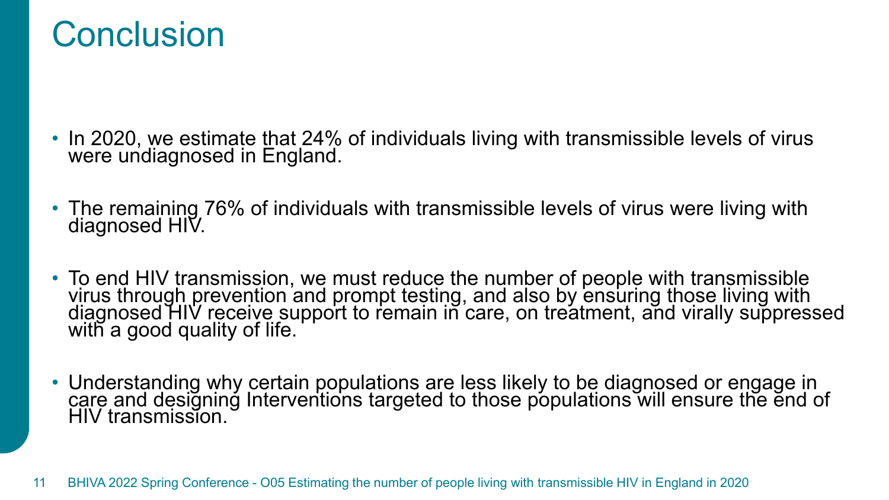# Conclusion

- In 2020, we estimate that 24% of individuals living with transmissible levels of virus were undiagnosed in England.
- The remaining 76% of individuals with transmissible levels of virus were living with diagnosed HIV.
- To end HIV transmission, we must reduce the number of people with transmissible virus through prevention and prompt testing, and also by ensuring those living with diagnosed HIV receive support to remain in care, on treatment, and virally suppressed with a good quality of life.
- Understanding why certain populations are less likely to be diagnosed or engage in care and designing Interventions targeted to those populations will ensure the end of HIV transmission.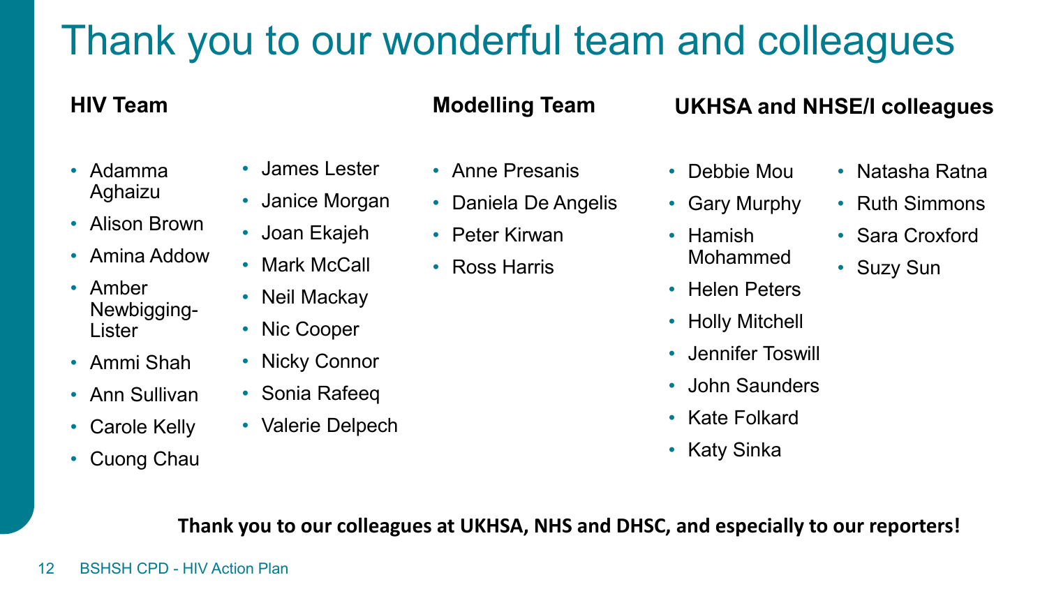# Thank you to our wonderful team and colleagues

**HIV Team**

- Adamma Aghaizu
- Alison Brown
- Amina Addow
- Amber Newbigging-Lister
- Ammi Shah
- Ann Sullivan
- Carole Kelly
- Cuong Chau
- James Lester
- Janice Morgan
- Joan Ekajeh
- Mark McCall
- Neil Mackay
- Nic Cooper
- Nicky Connor
- Sonia Rafeeq
- Valerie Delpech

**Modelling Team**

- Anne Presanis
- Daniela De Angelis
- Peter Kirwan
- Ross Harris

**UKHSA and NHSE/I colleagues**

- Debbie Mou
- Gary Murphy
- Hamish Mohammed
- Helen Peters
- Holly Mitchell
- Jennifer Toswill
- John Saunders
- Kate Folkard
- Katy Sinka
- Natasha Ratna
- Ruth Simmons
- Sara Croxford
- Suzy Sun

**Thank you to our colleagues at UKHSA, NHS and DHSC, and especially to our reporters!**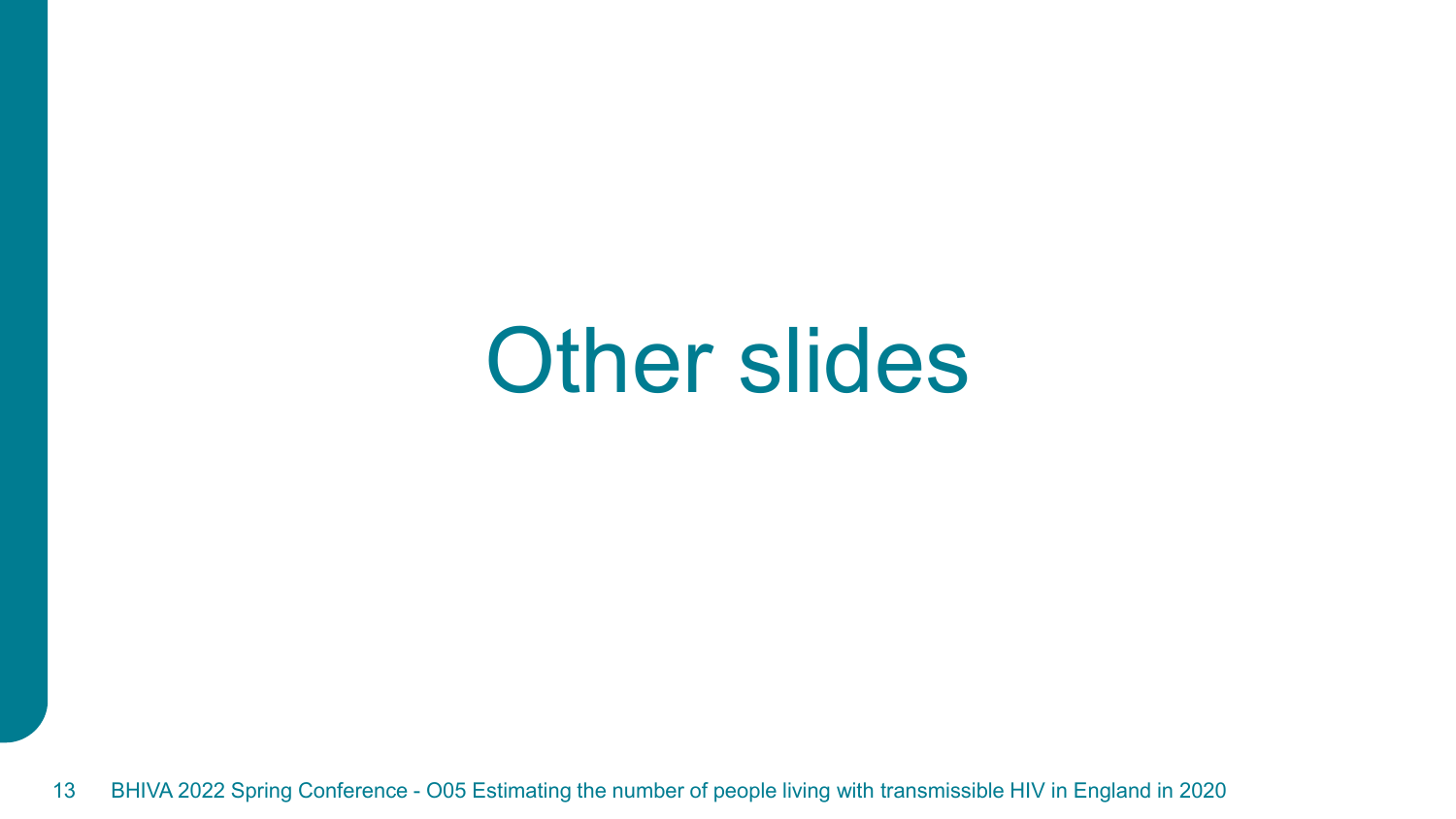# Other slides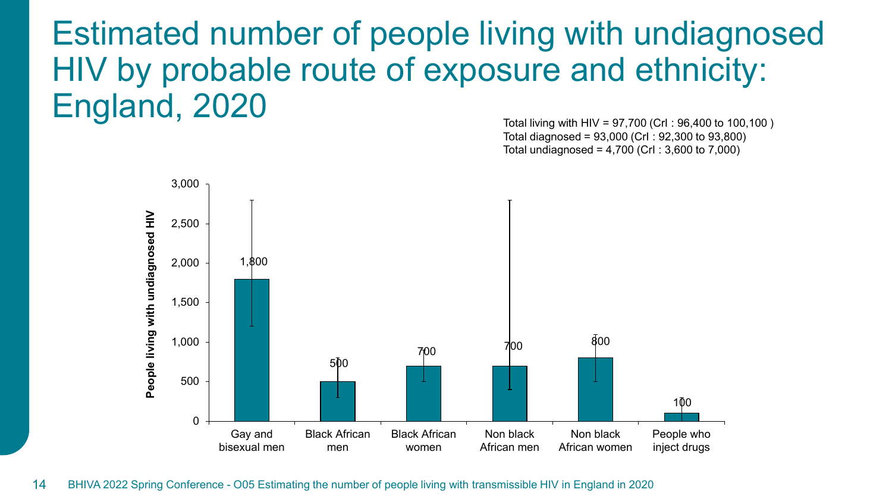# Estimated number of people living with undiagnosed HIV by probable route of exposure and ethnicity: England, 2020

Total living with HIV = 97,700 (CrI : 96,400 to 100,100 )
Total diagnosed = 93,000 (CrI : 92,300 to 93,800)
Total undiagnosed = 4,700 (CrI : 3,600 to 7,000)

| | People living with undiagnosed HIV |
|---|---|
| Gay and bisexual men | 1,800 |
| Black African men | 500 |
| Black African women | 700 |
| Non black African men | 700 |
| Non black African women | 800 |
| People who inject drugs | 100 |

BHIVA 2022 Spring Conference - O05 Estimating the number of people living with transmissible HIV in England in 2020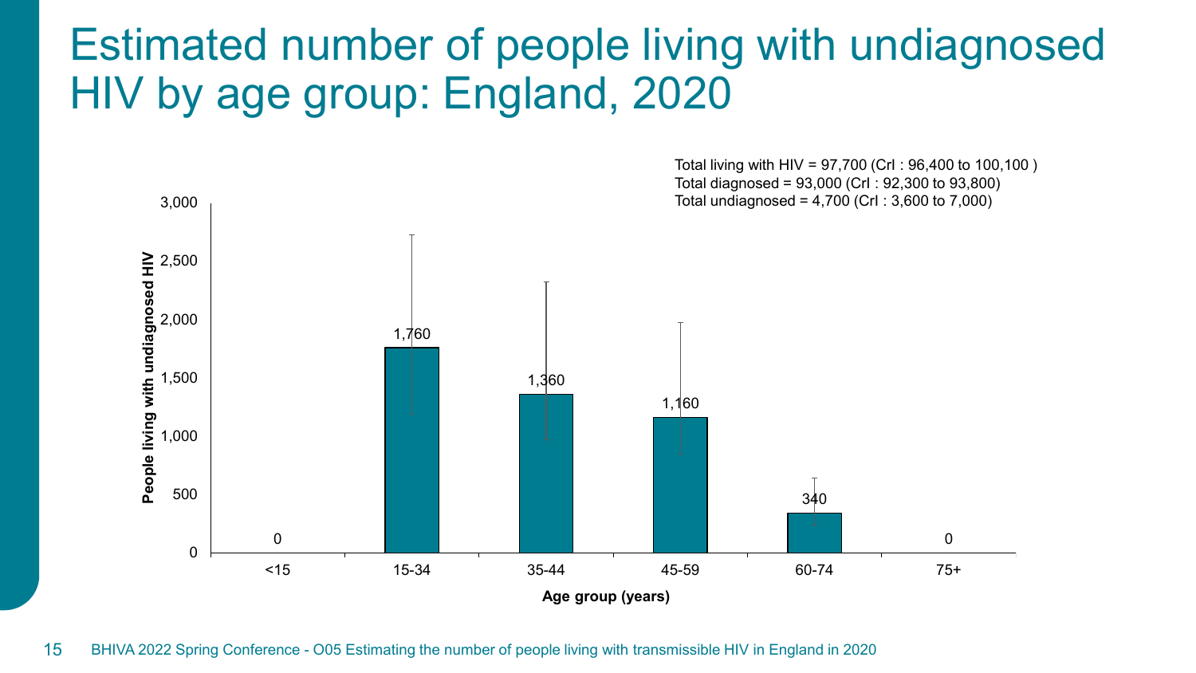# Estimated number of people living with undiagnosed HIV by age group: England, 2020

Total living with HIV = 97,700 (CrI : 96,400 to 100,100 )
Total diagnosed = 93,000 (CrI : 92,300 to 93,800)
Total undiagnosed = 4,700 (CrI : 3,600 to 7,000)

| Age group (years) | People living with undiagnosed HIV |
|---|---|
| <15 | 0 |
| 15-34 | 1,760 |
| 35-44 | 1,360 |
| 45-59 | 1,160 |
| 60-74 | 340 |
| 75+ | 0 |

BHIVA 2022 Spring Conference - O05 Estimating the number of people living with transmissible HIV in England in 2020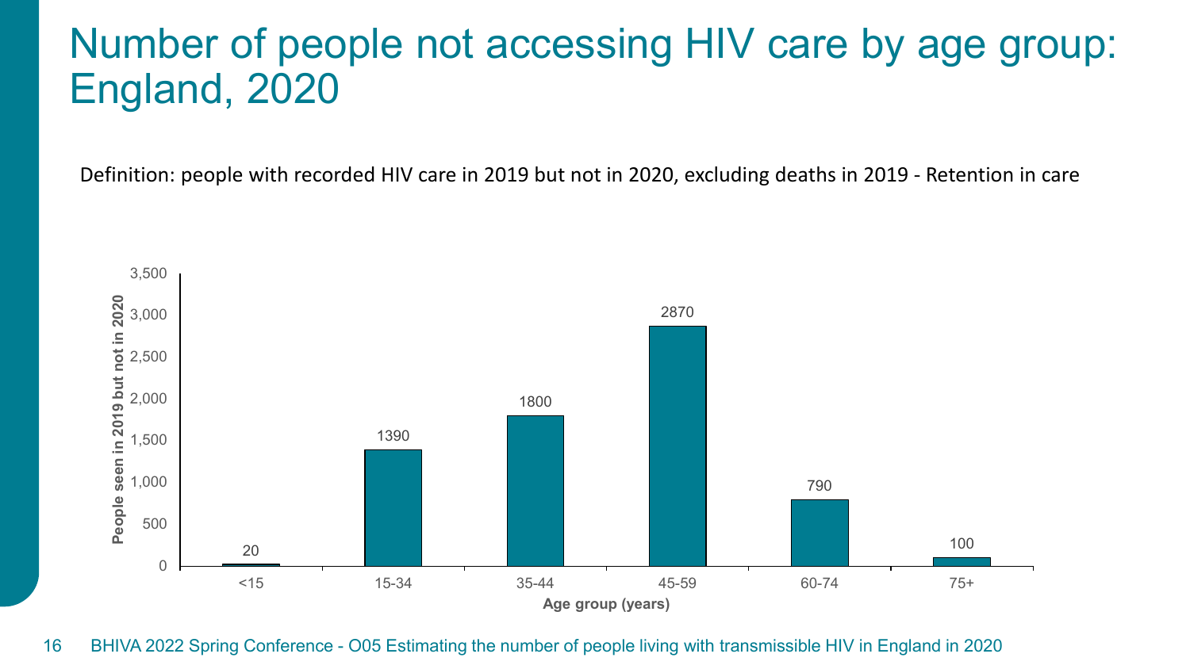# Number of people not accessing HIV care by age group: England, 2020

Definition: people with recorded HIV care in 2019 but not in 2020, excluding deaths in 2019 - Retention in care

| Age group (years) | People seen in 2019 but not in 2020 |
|---|---|
| <15 | 20 |
| 15-34 | 1390 |
| 35-44 | 1800 |
| 45-59 | 2870 |
| 60-74 | 790 |
| 75+ | 100 |

BHIVA 2022 Spring Conference - O05 Estimating the number of people living with transmissible HIV in England in 2020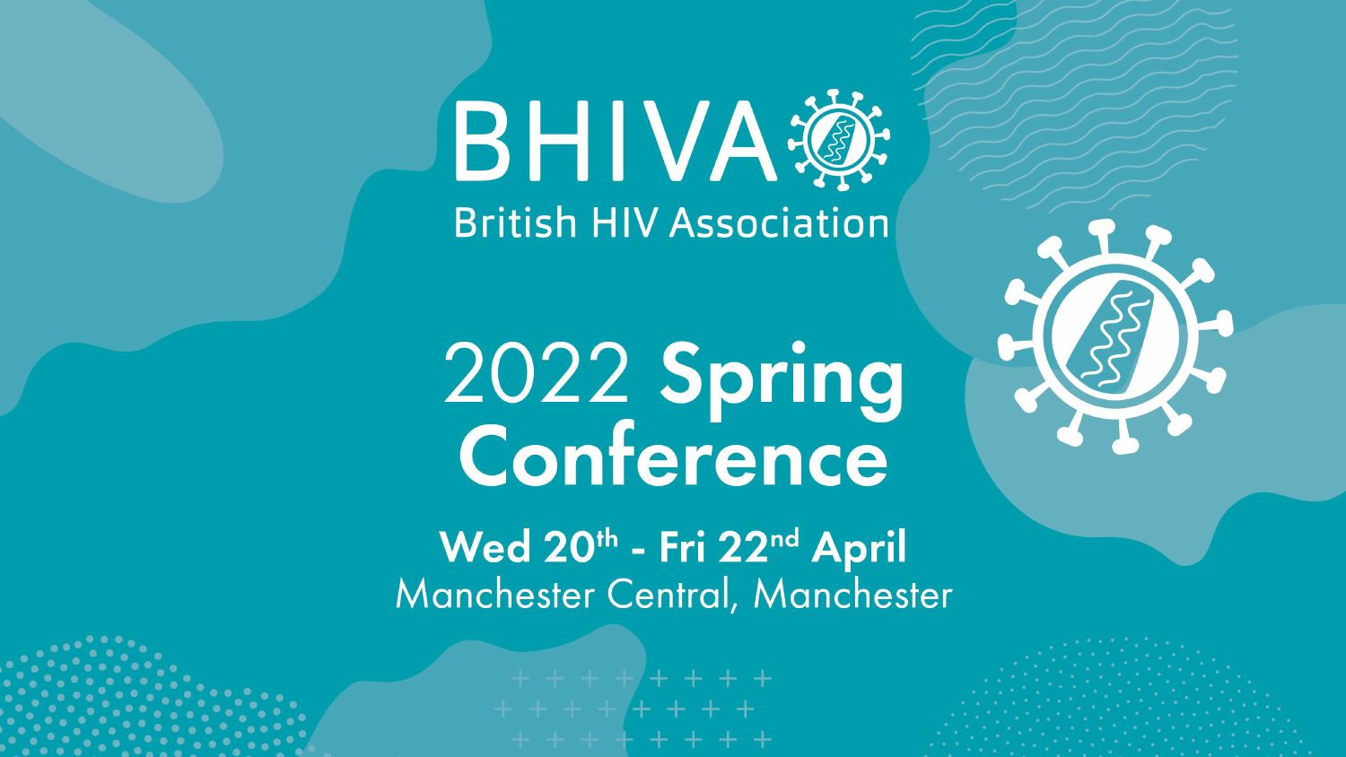# BHIVA

British HIV Association

## 2022 Spring Conference

**Wed 20th - Fri 22nd April**

Manchester Central, Manchester